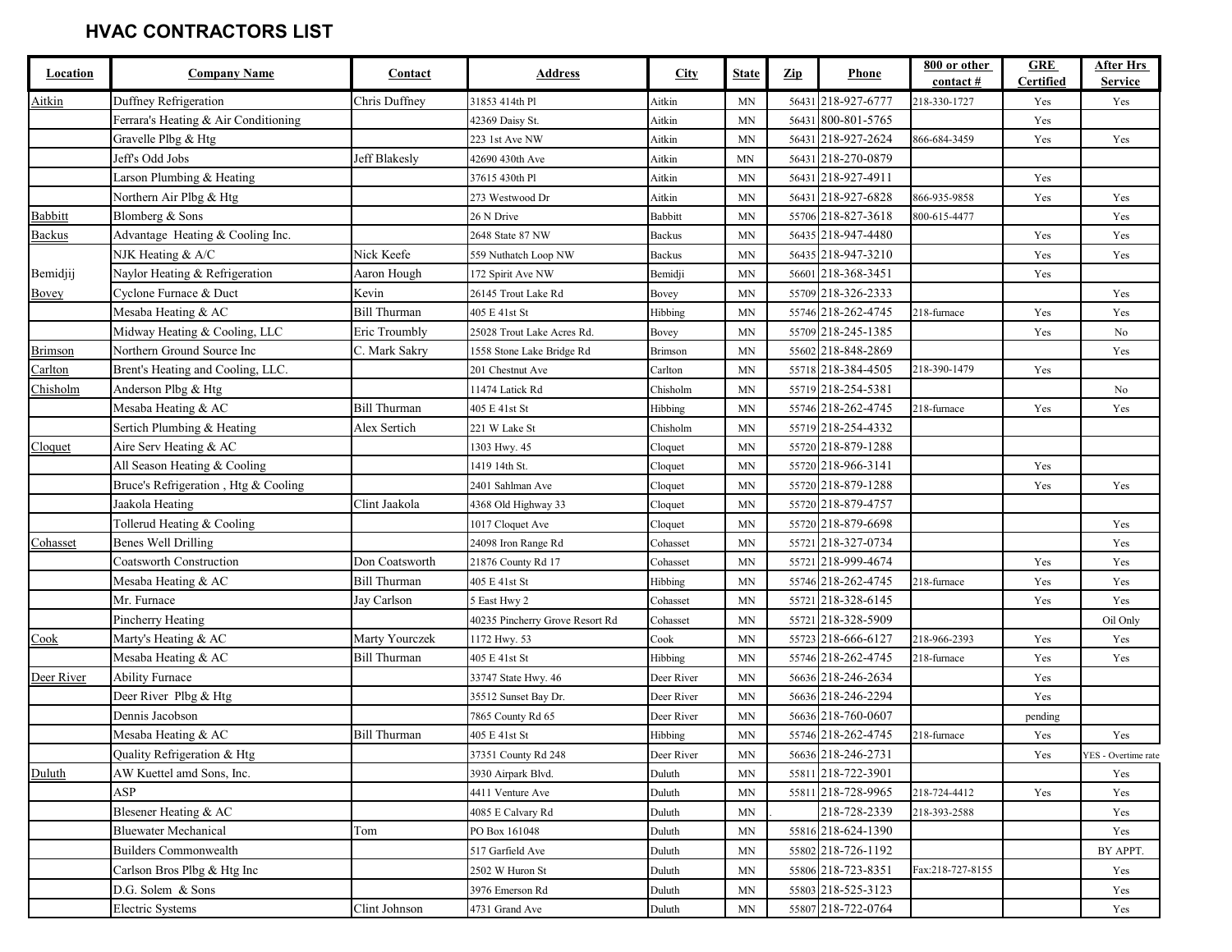# HVAC CONTRACTORS LIST

| Location | Company Name | Contact | Address | City | State | Zip | Phone | 800 or other contact # | GRE Certified | After Hrs Service |
|---|---|---|---|---|---|---|---|---|---|---|
| Aitkin | Duffney Refrigeration | Chris Duffney | 31853 414th Pl | Aitkin | MN | 56431 | 218-927-6777 | 218-330-1727 | Yes | Yes |
| | Ferrara's Heating & Air Conditioning | | 42369 Daisy St. | Aitkin | MN | 56431 | 800-801-5765 | | Yes | |
| | Gravelle Plbg & Htg | | 223 1st Ave NW | Aitkin | MN | 56431 | 218-927-2624 | 866-684-3459 | Yes | Yes |
| | Jeff's Odd Jobs | Jeff Blakesly | 42690 430th Ave | Aitkin | MN | 56431 | 218-270-0879 | | | |
| | Larson Plumbing & Heating | | 37615 430th Pl | Aitkin | MN | 56431 | 218-927-4911 | | Yes | |
| | Northern Air Plbg & Htg | | 273 Westwood Dr | Aitkin | MN | 56431 | 218-927-6828 | 866-935-9858 | Yes | Yes |
| Babbitt | Blomberg & Sons | | 26 N Drive | Babbitt | MN | 55706 | 218-827-3618 | 800-615-4477 | | Yes |
| Backus | Advantage Heating & Cooling Inc. | | 2648 State 87 NW | Backus | MN | 56435 | 218-947-4480 | | Yes | Yes |
| | NJK Heating & A/C | Nick Keefe | 559 Nuthatch Loop NW | Backus | MN | 56435 | 218-947-3210 | | Yes | Yes |
| Bemidjij | Naylor Heating & Refrigeration | Aaron Hough | 172 Spirit Ave NW | Bemidji | MN | 56601 | 218-368-3451 | | Yes | |
| Bovey | Cyclone Furnace & Duct | Kevin | 26145 Trout Lake Rd | Bovey | MN | 55709 | 218-326-2333 | | | Yes |
| | Mesaba Heating & AC | Bill Thurman | 405 E 41st St | Hibbing | MN | 55746 | 218-262-4745 | 218-furnace | Yes | Yes |
| | Midway Heating & Cooling, LLC | Eric Troumbly | 25028 Trout Lake Acres Rd. | Bovey | MN | 55709 | 218-245-1385 | | Yes | No |
| Brimson | Northern Ground Source Inc | C. Mark Sakry | 1558 Stone Lake Bridge Rd | Brimson | MN | 55602 | 218-848-2869 | | | Yes |
| Carlton | Brent's Heating and Cooling, LLC. | | 201 Chestnut Ave | Carlton | MN | 55718 | 218-384-4505 | 218-390-1479 | Yes | |
| Chisholm | Anderson Plbg & Htg | | 11474 Latick Rd | Chisholm | MN | 55719 | 218-254-5381 | | | No |
| | Mesaba Heating & AC | Bill Thurman | 405 E 41st St | Hibbing | MN | 55746 | 218-262-4745 | 218-furnace | Yes | Yes |
| | Sertich Plumbing & Heating | Alex Sertich | 221 W Lake St | Chisholm | MN | 55719 | 218-254-4332 | | | |
| Cloquet | Aire Serv Heating & AC | | 1303 Hwy. 45 | Cloquet | MN | 55720 | 218-879-1288 | | | |
| | All Season Heating & Cooling | | 1419 14th St. | Cloquet | MN | 55720 | 218-966-3141 | | Yes | |
| | Bruce's Refrigeration , Htg & Cooling | | 2401 Sahlman Ave | Cloquet | MN | 55720 | 218-879-1288 | | Yes | Yes |
| | Jaakola Heating | Clint Jaakola | 4368 Old Highway 33 | Cloquet | MN | 55720 | 218-879-4757 | | | |
| | Tollerud Heating & Cooling | | 1017 Cloquet Ave | Cloquet | MN | 55720 | 218-879-6698 | | | Yes |
| Cohasset | Benes Well Drilling | | 24098 Iron Range Rd | Cohasset | MN | 55721 | 218-327-0734 | | | Yes |
| | Coatsworth Construction | Don Coatsworth | 21876 County Rd 17 | Cohasset | MN | 55721 | 218-999-4674 | | Yes | Yes |
| | Mesaba Heating & AC | Bill Thurman | 405 E 41st St | Hibbing | MN | 55746 | 218-262-4745 | 218-furnace | Yes | Yes |
| | Mr. Furnace | Jay Carlson | 5 East Hwy 2 | Cohasset | MN | 55721 | 218-328-6145 | | Yes | Yes |
| | Pincherry Heating | | 40235 Pincherry Grove Resort Rd | Cohasset | MN | 55721 | 218-328-5909 | | | Oil Only |
| Cook | Marty's Heating & AC | Marty Yourczek | 1172 Hwy. 53 | Cook | MN | 55723 | 218-666-6127 | 218-966-2393 | Yes | Yes |
| | Mesaba Heating & AC | Bill Thurman | 405 E 41st St | Hibbing | MN | 55746 | 218-262-4745 | 218-furnace | Yes | Yes |
| Deer River | Ability Furnace | | 33747 State Hwy. 46 | Deer River | MN | 56636 | 218-246-2634 | | Yes | |
| | Deer River Plbg & Htg | | 35512 Sunset Bay Dr. | Deer River | MN | 56636 | 218-246-2294 | | Yes | |
| | Dennis Jacobson | | 7865 County Rd 65 | Deer River | MN | 56636 | 218-760-0607 | | pending | |
| | Mesaba Heating & AC | Bill Thurman | 405 E 41st St | Hibbing | MN | 55746 | 218-262-4745 | 218-furnace | Yes | Yes |
| | Quality Refrigeration & Htg | | 37351 County Rd 248 | Deer River | MN | 56636 | 218-246-2731 | | Yes | YES - Overtime rate |
| Duluth | AW Kuettel amd Sons, Inc. | | 3930 Airpark Blvd. | Duluth | MN | 55811 | 218-722-3901 | | | Yes |
| | ASP | | 4411 Venture Ave | Duluth | MN | 55811 | 218-728-9965 | 218-724-4412 | Yes | Yes |
| | Blesener Heating & AC | | 4085 E Calvary Rd | Duluth | MN | . | 218-728-2339 | 218-393-2588 | | Yes |
| | Bluewater Mechanical | Tom | PO Box 161048 | Duluth | MN | 55816 | 218-624-1390 | | | Yes |
| | Builders Commonwealth | | 517 Garfield Ave | Duluth | MN | 55802 | 218-726-1192 | | | BY APPT. |
| | Carlson Bros Plbg & Htg Inc | | 2502 W Huron St | Duluth | MN | 55806 | 218-723-8351 | Fax:218-727-8155 | | Yes |
| | D.G. Solem & Sons | | 3976 Emerson Rd | Duluth | MN | 55803 | 218-525-3123 | | | Yes |
| | Electric Systems | Clint Johnson | 4731 Grand Ave | Duluth | MN | 55807 | 218-722-0764 | | | Yes |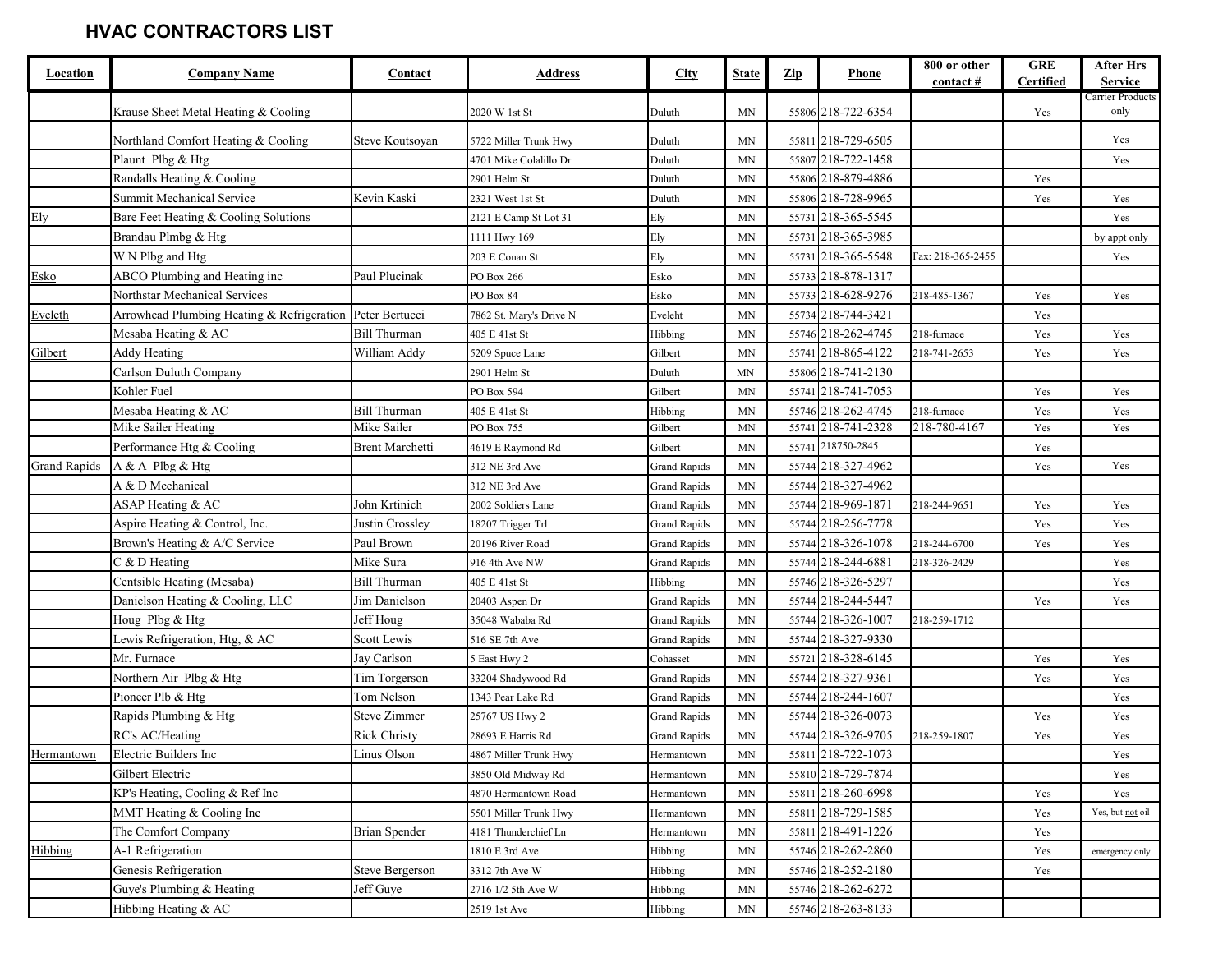## HVAC CONTRACTORS LIST

| Location | Company Name | Contact | Address | City | State | Zip | Phone | 800 or other contact # | GRE Certified | After Hrs Service |
|---|---|---|---|---|---|---|---|---|---|---|
| | Krause Sheet Metal Heating & Cooling | | 2020 W 1st St | Duluth | MN | 55806 | 218-722-6354 | | Yes | Carrier Products only |
| | Northland Comfort Heating & Cooling | Steve Koutsoyan | 5722 Miller Trunk Hwy | Duluth | MN | 55811 | 218-729-6505 | | | Yes |
| | Plaunt Plbg & Htg | | 4701 Mike Colalillo Dr | Duluth | MN | 55807 | 218-722-1458 | | | Yes |
| | Randalls Heating & Cooling | | 2901 Helm St. | Duluth | MN | 55806 | 218-879-4886 | | Yes | |
| | Summit Mechanical Service | Kevin Kaski | 2321 West 1st St | Duluth | MN | 55806 | 218-728-9965 | | Yes | Yes |
| Ely | Bare Feet Heating & Cooling Solutions | | 2121 E Camp St Lot 31 | Ely | MN | 55731 | 218-365-5545 | | | Yes |
| | Brandau Plmbg & Htg | | 1111 Hwy 169 | Ely | MN | 55731 | 218-365-3985 | | | by appt only |
| | W N Plbg and Htg | | 203 E Conan St | Ely | MN | 55731 | 218-365-5548 | Fax: 218-365-2455 | | Yes |
| Esko | ABCO Plumbing and Heating inc | Paul Plucinak | PO Box 266 | Esko | MN | 55733 | 218-878-1317 | | | |
| | Northstar Mechanical Services | | PO Box 84 | Esko | MN | 55733 | 218-628-9276 | 218-485-1367 | Yes | Yes |
| Eveleth | Arrowhead Plumbing Heating & Refrigeration | Peter Bertucci | 7862 St. Mary's Drive N | Eveleht | MN | 55734 | 218-744-3421 | | Yes | |
| | Mesaba Heating & AC | Bill Thurman | 405 E 41st St | Hibbing | MN | 55746 | 218-262-4745 | 218-furnace | Yes | Yes |
| Gilbert | Addy Heating | William Addy | 5209 Spuce Lane | Gilbert | MN | 55741 | 218-865-4122 | 218-741-2653 | Yes | Yes |
| | Carlson Duluth Company | | 2901 Helm St | Duluth | MN | 55806 | 218-741-2130 | | | |
| | Kohler Fuel | | PO Box 594 | Gilbert | MN | 55741 | 218-741-7053 | | Yes | Yes |
| | Mesaba Heating & AC | Bill Thurman | 405 E 41st St | Hibbing | MN | 55746 | 218-262-4745 | 218-furnace | Yes | Yes |
| | Mike Sailer Heating | Mike Sailer | PO Box 755 | Gilbert | MN | 55741 | 218-741-2328 | 218-780-4167 | Yes | Yes |
| | Performance Htg & Cooling | Brent Marchetti | 4619 E Raymond Rd | Gilbert | MN | 55741 | 218750-2845 | | Yes | |
| Grand Rapids | A & A Plbg & Htg | | 312 NE 3rd Ave | Grand Rapids | MN | 55744 | 218-327-4962 | | Yes | Yes |
| | A & D Mechanical | | 312 NE 3rd Ave | Grand Rapids | MN | 55744 | 218-327-4962 | | | |
| | ASAP Heating & AC | John Krtinich | 2002 Soldiers Lane | Grand Rapids | MN | 55744 | 218-969-1871 | 218-244-9651 | Yes | Yes |
| | Aspire Heating & Control, Inc. | Justin Crossley | 18207 Trigger Trl | Grand Rapids | MN | 55744 | 218-256-7778 | | Yes | Yes |
| | Brown's Heating & A/C Service | Paul Brown | 20196 River Road | Grand Rapids | MN | 55744 | 218-326-1078 | 218-244-6700 | Yes | Yes |
| | C & D Heating | Mike Sura | 916 4th Ave NW | Grand Rapids | MN | 55744 | 218-244-6881 | 218-326-2429 | | Yes |
| | Centsible Heating (Mesaba) | Bill Thurman | 405 E 41st St | Hibbing | MN | 55746 | 218-326-5297 | | | Yes |
| | Danielson Heating & Cooling, LLC | Jim Danielson | 20403 Aspen Dr | Grand Rapids | MN | 55744 | 218-244-5447 | | Yes | Yes |
| | Houg Plbg & Htg | Jeff Houg | 35048 Wababa Rd | Grand Rapids | MN | 55744 | 218-326-1007 | 218-259-1712 | | |
| | Lewis Refrigeration, Htg, & AC | Scott Lewis | 516 SE 7th Ave | Grand Rapids | MN | 55744 | 218-327-9330 | | | |
| | Mr. Furnace | Jay Carlson | 5 East Hwy 2 | Cohasset | MN | 55721 | 218-328-6145 | | Yes | Yes |
| | Northern Air Plbg & Htg | Tim Torgerson | 33204 Shadywood Rd | Grand Rapids | MN | 55744 | 218-327-9361 | | Yes | Yes |
| | Pioneer Plb & Htg | Tom Nelson | 1343 Pear Lake Rd | Grand Rapids | MN | 55744 | 218-244-1607 | | | Yes |
| | Rapids Plumbing & Htg | Steve Zimmer | 25767 US Hwy 2 | Grand Rapids | MN | 55744 | 218-326-0073 | | Yes | Yes |
| | RC's AC/Heating | Rick Christy | 28693 E Harris Rd | Grand Rapids | MN | 55744 | 218-326-9705 | 218-259-1807 | Yes | Yes |
| Hermantown | Electric Builders Inc | Linus Olson | 4867 Miller Trunk Hwy | Hermantown | MN | 55811 | 218-722-1073 | | | Yes |
| | Gilbert Electric | | 3850 Old Midway Rd | Hermantown | MN | 55810 | 218-729-7874 | | | Yes |
| | KP's Heating, Cooling & Ref Inc | | 4870 Hermantown Road | Hermantown | MN | 55811 | 218-260-6998 | | Yes | Yes |
| | MMT Heating & Cooling Inc | | 5501 Miller Trunk Hwy | Hermantown | MN | 55811 | 218-729-1585 | | Yes | Yes, but not oil |
| | The Comfort Company | Brian Spender | 4181 Thunderchief Ln | Hermantown | MN | 55811 | 218-491-1226 | | Yes | |
| Hibbing | A-1 Refrigeration | | 1810 E 3rd Ave | Hibbing | MN | 55746 | 218-262-2860 | | Yes | emergency only |
| | Genesis Refrigeration | Steve Bergerson | 3312 7th Ave W | Hibbing | MN | 55746 | 218-252-2180 | | Yes | |
| | Guye's Plumbing & Heating | Jeff Guye | 2716 1/2 5th Ave W | Hibbing | MN | 55746 | 218-262-6272 | | | |
| | Hibbing Heating & AC | | 2519 1st Ave | Hibbing | MN | 55746 | 218-263-8133 | | | |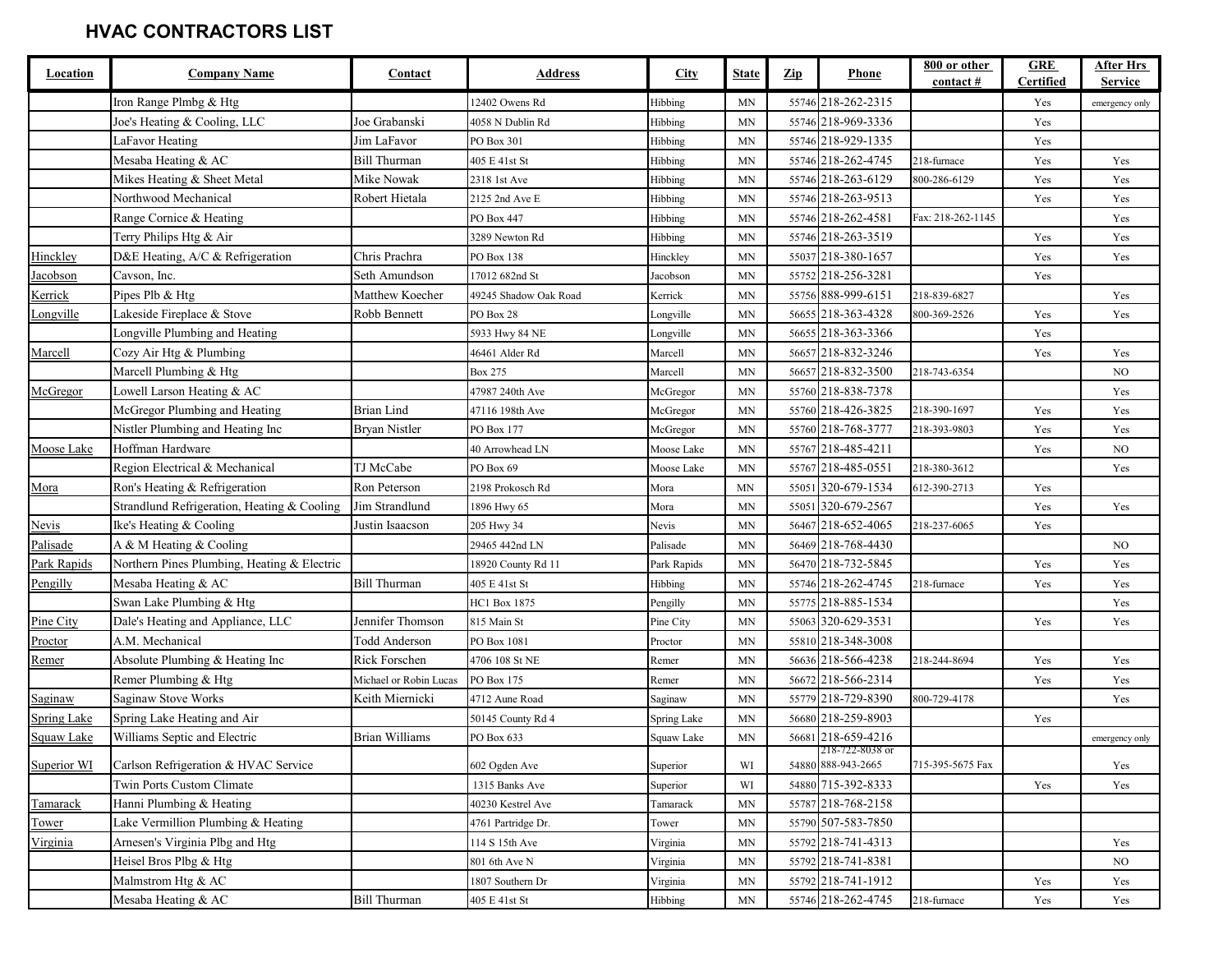## HVAC CONTRACTORS LIST

| Location | Company Name | Contact | Address | City | State | Zip | Phone | 800 or other contact # | GRE Certified | After Hrs Service |
|---|---|---|---|---|---|---|---|---|---|---|
| | Iron Range Plmbg & Htg | | 12402 Owens Rd | Hibbing | MN | 55746 | 218-262-2315 | | Yes | emergency only |
| | Joe's Heating & Cooling, LLC | Joe Grabanski | 4058 N Dublin Rd | Hibbing | MN | 55746 | 218-969-3336 | | Yes | |
| | LaFavor Heating | Jim LaFavor | PO Box 301 | Hibbing | MN | 55746 | 218-929-1335 | | Yes | |
| | Mesaba Heating & AC | Bill Thurman | 405 E 41st St | Hibbing | MN | 55746 | 218-262-4745 | 218-furnace | Yes | Yes |
| | Mikes Heating & Sheet Metal | Mike Nowak | 2318 1st Ave | Hibbing | MN | 55746 | 218-263-6129 | 800-286-6129 | Yes | Yes |
| | Northwood Mechanical | Robert Hietala | 2125 2nd Ave E | Hibbing | MN | 55746 | 218-263-9513 | | Yes | Yes |
| | Range Cornice & Heating | | PO Box 447 | Hibbing | MN | 55746 | 218-262-4581 | Fax: 218-262-1145 | | Yes |
| | Terry Philips Htg & Air | | 3289 Newton Rd | Hibbing | MN | 55746 | 218-263-3519 | | Yes | Yes |
| Hinckley | D&E Heating, A/C & Refrigeration | Chris Prachra | PO Box 138 | Hinckley | MN | 55037 | 218-380-1657 | | Yes | Yes |
| Jacobson | Cavson, Inc. | Seth Amundson | 17012 682nd St | Jacobson | MN | 55752 | 218-256-3281 | | Yes | |
| Kerrick | Pipes Plb & Htg | Matthew Koecher | 49245 Shadow Oak Road | Kerrick | MN | 55756 | 888-999-6151 | 218-839-6827 | | Yes |
| Longville | Lakeside Fireplace & Stove | Robb Bennett | PO Box 28 | Longville | MN | 56655 | 218-363-4328 | 800-369-2526 | Yes | Yes |
| | Longville Plumbing and Heating | | 5933 Hwy 84 NE | Longville | MN | 56655 | 218-363-3366 | | Yes | |
| Marcell | Cozy Air Htg & Plumbing | | 46461 Alder Rd | Marcell | MN | 56657 | 218-832-3246 | | Yes | Yes |
| | Marcell Plumbing & Htg | | Box 275 | Marcell | MN | 56657 | 218-832-3500 | 218-743-6354 | | NO |
| McGregor | Lowell Larson Heating & AC | | 47987 240th Ave | McGregor | MN | 55760 | 218-838-7378 | | | Yes |
| | McGregor Plumbing and Heating | Brian Lind | 47116 198th Ave | McGregor | MN | 55760 | 218-426-3825 | 218-390-1697 | Yes | Yes |
| | Nistler Plumbing and Heating Inc | Bryan Nistler | PO Box 177 | McGregor | MN | 55760 | 218-768-3777 | 218-393-9803 | Yes | Yes |
| Moose Lake | Hoffman Hardware | | 40 Arrowhead LN | Moose Lake | MN | 55767 | 218-485-4211 | | Yes | NO |
| | Region Electrical & Mechanical | TJ McCabe | PO Box 69 | Moose Lake | MN | 55767 | 218-485-0551 | 218-380-3612 | | Yes |
| Mora | Ron's Heating & Refrigeration | Ron Peterson | 2198 Prokosch Rd | Mora | MN | 55051 | 320-679-1534 | 612-390-2713 | Yes | |
| | Strandlund Refrigeration, Heating & Cooling | Jim Strandlund | 1896 Hwy 65 | Mora | MN | 55051 | 320-679-2567 | | Yes | Yes |
| Nevis | Ike's Heating & Cooling | Justin Isaacson | 205 Hwy 34 | Nevis | MN | 56467 | 218-652-4065 | 218-237-6065 | Yes | |
| Palisade | A & M Heating & Cooling | | 29465 442nd LN | Palisade | MN | 56469 | 218-768-4430 | | | NO |
| Park Rapids | Northern Pines Plumbing, Heating & Electric | | 18920 County Rd 11 | Park Rapids | MN | 56470 | 218-732-5845 | | Yes | Yes |
| Pengilly | Mesaba Heating & AC | Bill Thurman | 405 E 41st St | Hibbing | MN | 55746 | 218-262-4745 | 218-furnace | Yes | Yes |
| | Swan Lake Plumbing & Htg | | HC1 Box 1875 | Pengilly | MN | 55775 | 218-885-1534 | | | Yes |
| Pine City | Dale's Heating and Appliance, LLC | Jennifer Thomson | 815 Main St | Pine City | MN | 55063 | 320-629-3531 | | Yes | Yes |
| Proctor | A.M. Mechanical | Todd Anderson | PO Box 1081 | Proctor | MN | 55810 | 218-348-3008 | | | |
| Remer | Absolute Plumbing & Heating Inc | Rick Forschen | 4706 108 St NE | Remer | MN | 56636 | 218-566-4238 | 218-244-8694 | Yes | Yes |
| | Remer Plumbing & Htg | Michael or Robin Lucas | PO Box 175 | Remer | MN | 56672 | 218-566-2314 | | Yes | Yes |
| Saginaw | Saginaw Stove Works | Keith Miernicki | 4712 Aune Road | Saginaw | MN | 55779 | 218-729-8390 | 800-729-4178 | | Yes |
| Spring Lake | Spring Lake Heating and Air | | 50145 County Rd 4 | Spring Lake | MN | 56680 | 218-259-8903 | | Yes | |
| Squaw Lake | Williams Septic and Electric | Brian Williams | PO Box 633 | Squaw Lake | MN | 56681 | 218-659-4216 | | | emergency only |
| Superior WI | Carlson Refrigeration & HVAC Service | | 602 Ogden Ave | Superior | WI | 54880 | 218-722-8038 or 888-943-2665 | 715-395-5675 Fax | | Yes |
| | Twin Ports Custom Climate | | 1315 Banks Ave | Superior | WI | 54880 | 715-392-8333 | | Yes | Yes |
| Tamarack | Hanni Plumbing & Heating | | 40230 Kestrel Ave | Tamarack | MN | 55787 | 218-768-2158 | | | |
| Tower | Lake Vermillion Plumbing & Heating | | 4761 Partridge Dr. | Tower | MN | 55790 | 507-583-7850 | | | |
| Virginia | Arnesen's Virginia Plbg and Htg | | 114 S 15th Ave | Virginia | MN | 55792 | 218-741-4313 | | | Yes |
| | Heisel Bros Plbg & Htg | | 801 6th Ave N | Virginia | MN | 55792 | 218-741-8381 | | | NO |
| | Malmstrom Htg & AC | | 1807 Southern Dr | Virginia | MN | 55792 | 218-741-1912 | | Yes | Yes |
| | Mesaba Heating & AC | Bill Thurman | 405 E 41st St | Hibbing | MN | 55746 | 218-262-4745 | 218-furnace | Yes | Yes |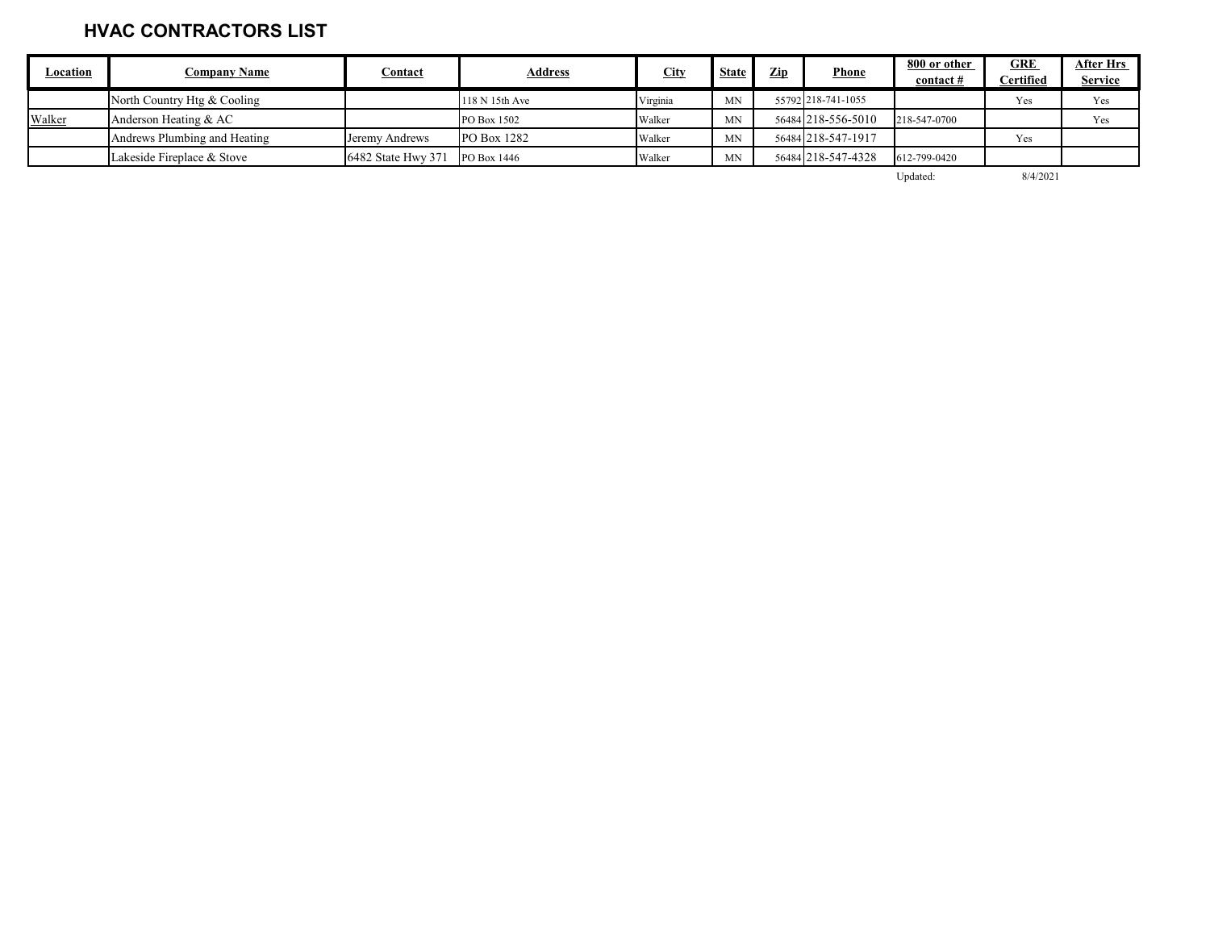# HVAC CONTRACTORS LIST

| Location | Company Name | Contact | Address | City | State | Zip | Phone | 800 or other contact # | GRE Certified | After Hrs Service |
|---|---|---|---|---|---|---|---|---|---|---|
| | North Country Htg & Cooling | | 118 N 15th Ave | Virginia | MN | 55792 | 218-741-1055 | | Yes | Yes |
| Walker | Anderson Heating & AC | | PO Box 1502 | Walker | MN | 56484 | 218-556-5010 | 218-547-0700 | | Yes |
| | Andrews Plumbing and Heating | Jeremy Andrews | PO Box 1282 | Walker | MN | 56484 | 218-547-1917 | | Yes | |
| | Lakeside Fireplace & Stove | 6482 State Hwy 371 | PO Box 1446 | Walker | MN | 56484 | 218-547-4328 | 612-799-0420 | | |

Updated: 8/4/2021